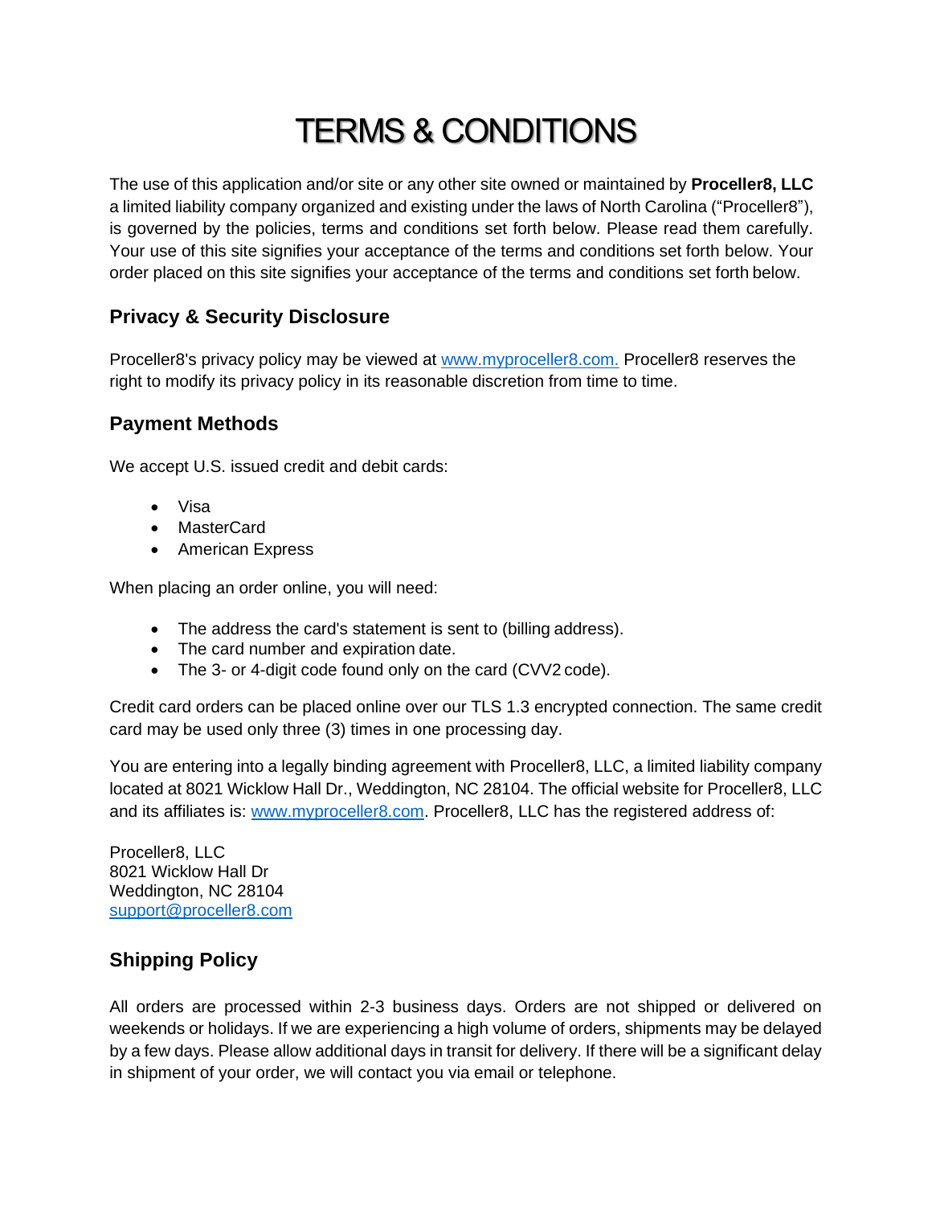# TERMS & CONDITIONS

The use of this application and/or site or any other site owned or maintained by **Proceller8, LLC** a limited liability company organized and existing under the laws of North Carolina ("Proceller8"), is governed by the policies, terms and conditions set forth below. Please read them carefully. Your use of this site signifies your acceptance of the terms and conditions set forth below. Your order placed on this site signifies your acceptance of the terms and conditions set forth below.

## Privacy & Security Disclosure

Proceller8's privacy policy may be viewed at [www.myproceller8.com.](http://www.myproceller8.com) Proceller8 reserves the right to modify its privacy policy in its reasonable discretion from time to time.

## Payment Methods

We accept U.S. issued credit and debit cards:

- Visa
- MasterCard
- American Express

When placing an order online, you will need:

- The address the card's statement is sent to (billing address).
- The card number and expiration date.
- The 3- or 4-digit code found only on the card (CVV2 code).

Credit card orders can be placed online over our TLS 1.3 encrypted connection. The same credit card may be used only three (3) times in one processing day.

You are entering into a legally binding agreement with Proceller8, LLC, a limited liability company located at 8021 Wicklow Hall Dr., Weddington, NC 28104. The official website for Proceller8, LLC and its affiliates is: [www.myproceller8.com](http://www.myproceller8.com). Proceller8, LLC has the registered address of:

Proceller8, LLC
8021 Wicklow Hall Dr
Weddington, NC 28104
[support@proceller8.com](mailto:support@proceller8.com)

## Shipping Policy

All orders are processed within 2-3 business days. Orders are not shipped or delivered on weekends or holidays. If we are experiencing a high volume of orders, shipments may be delayed by a few days. Please allow additional days in transit for delivery. If there will be a significant delay in shipment of your order, we will contact you via email or telephone.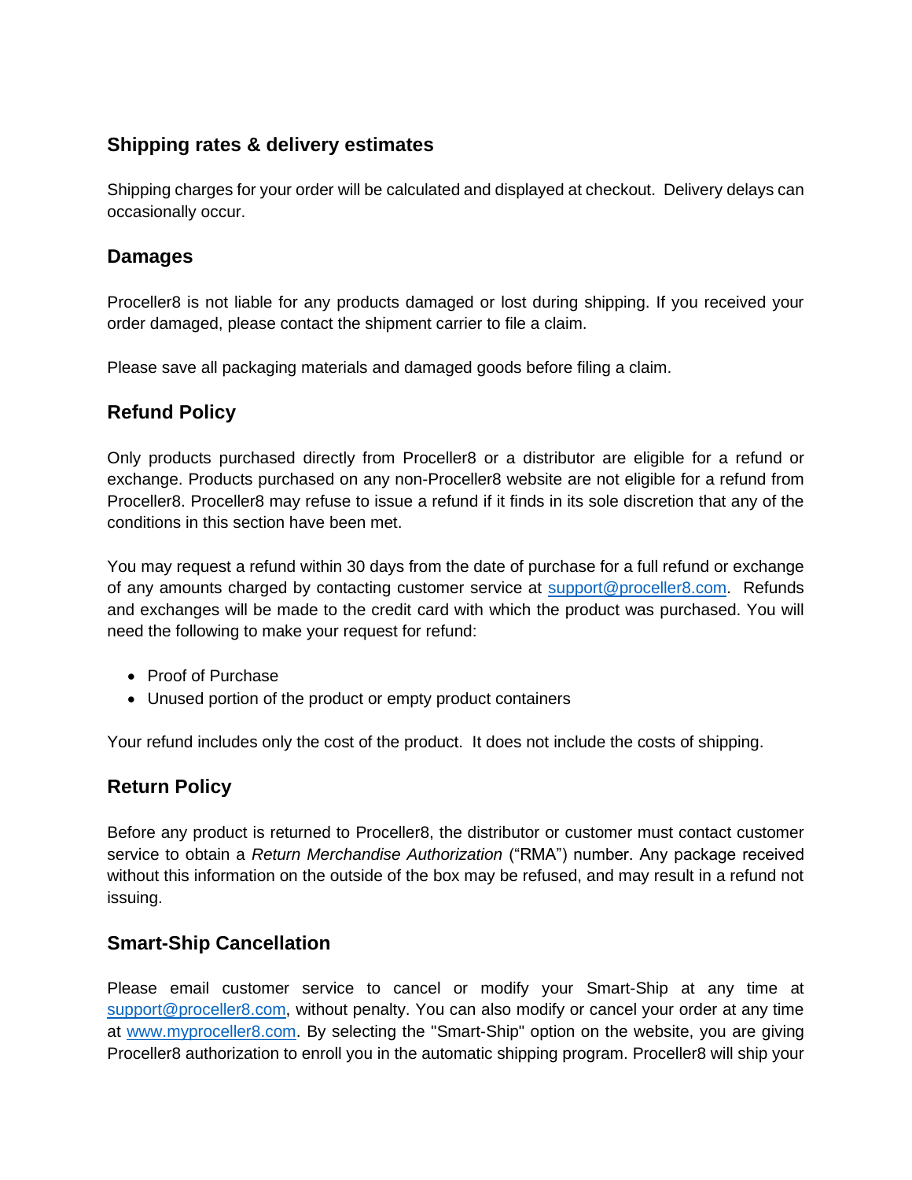## Shipping rates & delivery estimates

Shipping charges for your order will be calculated and displayed at checkout. Delivery delays can occasionally occur.

## Damages

Proceller8 is not liable for any products damaged or lost during shipping. If you received your order damaged, please contact the shipment carrier to file a claim.

Please save all packaging materials and damaged goods before filing a claim.

## Refund Policy

Only products purchased directly from Proceller8 or a distributor are eligible for a refund or exchange. Products purchased on any non-Proceller8 website are not eligible for a refund from Proceller8. Proceller8 may refuse to issue a refund if it finds in its sole discretion that any of the conditions in this section have been met.

You may request a refund within 30 days from the date of purchase for a full refund or exchange of any amounts charged by contacting customer service at support@proceller8.com. Refunds and exchanges will be made to the credit card with which the product was purchased. You will need the following to make your request for refund:

- Proof of Purchase
- Unused portion of the product or empty product containers

Your refund includes only the cost of the product. It does not include the costs of shipping.

## Return Policy

Before any product is returned to Proceller8, the distributor or customer must contact customer service to obtain a *Return Merchandise Authorization* ("RMA") number. Any package received without this information on the outside of the box may be refused, and may result in a refund not issuing.

## Smart-Ship Cancellation

Please email customer service to cancel or modify your Smart-Ship at any time at support@proceller8.com, without penalty. You can also modify or cancel your order at any time at www.myproceller8.com. By selecting the "Smart-Ship" option on the website, you are giving Proceller8 authorization to enroll you in the automatic shipping program. Proceller8 will ship your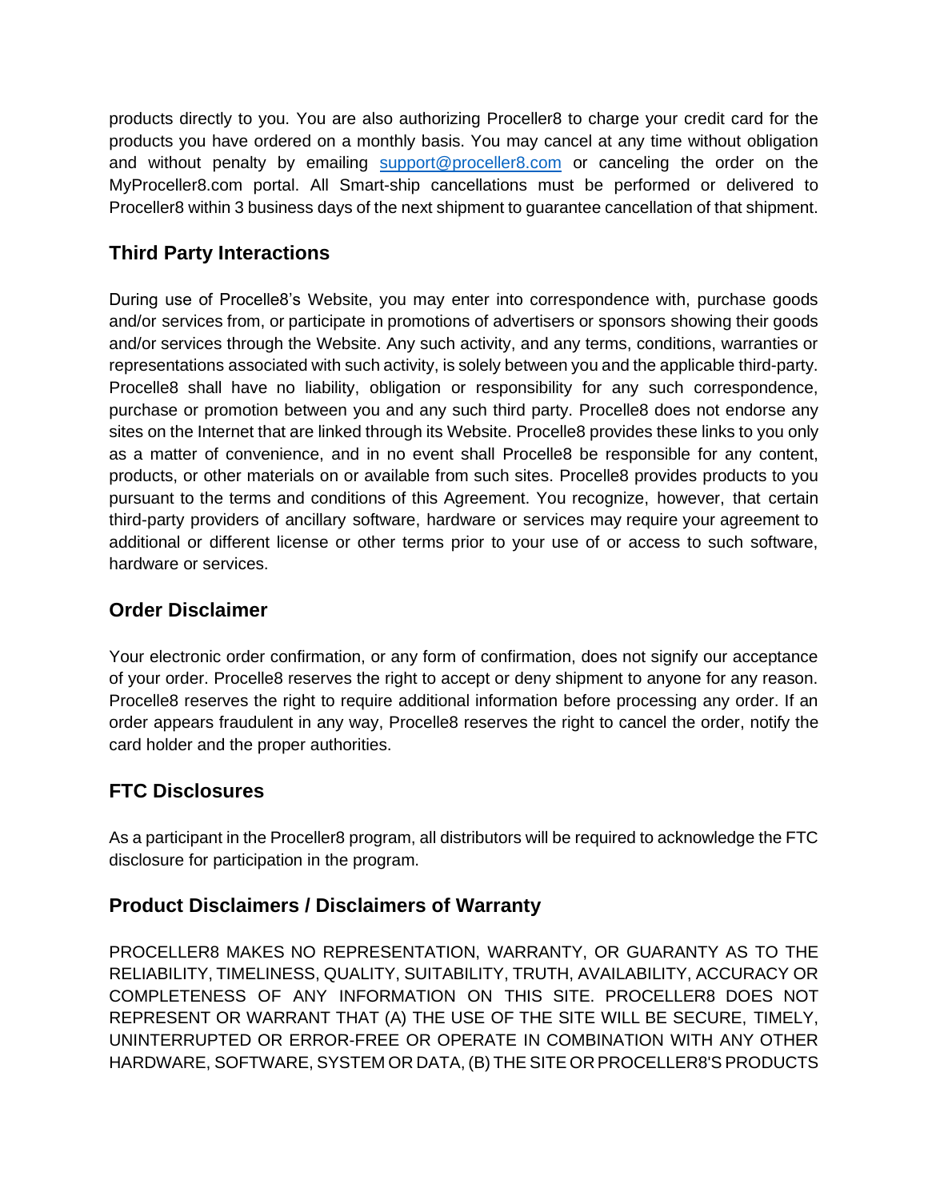products directly to you. You are also authorizing Proceller8 to charge your credit card for the products you have ordered on a monthly basis. You may cancel at any time without obligation and without penalty by emailing support@proceller8.com or canceling the order on the MyProceller8.com portal. All Smart-ship cancellations must be performed or delivered to Proceller8 within 3 business days of the next shipment to guarantee cancellation of that shipment.

## Third Party Interactions

During use of Procelle8's Website, you may enter into correspondence with, purchase goods and/or services from, or participate in promotions of advertisers or sponsors showing their goods and/or services through the Website. Any such activity, and any terms, conditions, warranties or representations associated with such activity, is solely between you and the applicable third-party. Procelle8 shall have no liability, obligation or responsibility for any such correspondence, purchase or promotion between you and any such third party. Procelle8 does not endorse any sites on the Internet that are linked through its Website. Procelle8 provides these links to you only as a matter of convenience, and in no event shall Procelle8 be responsible for any content, products, or other materials on or available from such sites. Procelle8 provides products to you pursuant to the terms and conditions of this Agreement. You recognize, however, that certain third-party providers of ancillary software, hardware or services may require your agreement to additional or different license or other terms prior to your use of or access to such software, hardware or services.

## Order Disclaimer

Your electronic order confirmation, or any form of confirmation, does not signify our acceptance of your order. Procelle8 reserves the right to accept or deny shipment to anyone for any reason. Procelle8 reserves the right to require additional information before processing any order. If an order appears fraudulent in any way, Procelle8 reserves the right to cancel the order, notify the card holder and the proper authorities.

## FTC Disclosures

As a participant in the Proceller8 program, all distributors will be required to acknowledge the FTC disclosure for participation in the program.

## Product Disclaimers / Disclaimers of Warranty

PROCELLER8 MAKES NO REPRESENTATION, WARRANTY, OR GUARANTY AS TO THE RELIABILITY, TIMELINESS, QUALITY, SUITABILITY, TRUTH, AVAILABILITY, ACCURACY OR COMPLETENESS OF ANY INFORMATION ON THIS SITE. PROCELLER8 DOES NOT REPRESENT OR WARRANT THAT (A) THE USE OF THE SITE WILL BE SECURE, TIMELY, UNINTERRUPTED OR ERROR-FREE OR OPERATE IN COMBINATION WITH ANY OTHER HARDWARE, SOFTWARE, SYSTEM OR DATA, (B) THE SITE OR PROCELLER8'S PRODUCTS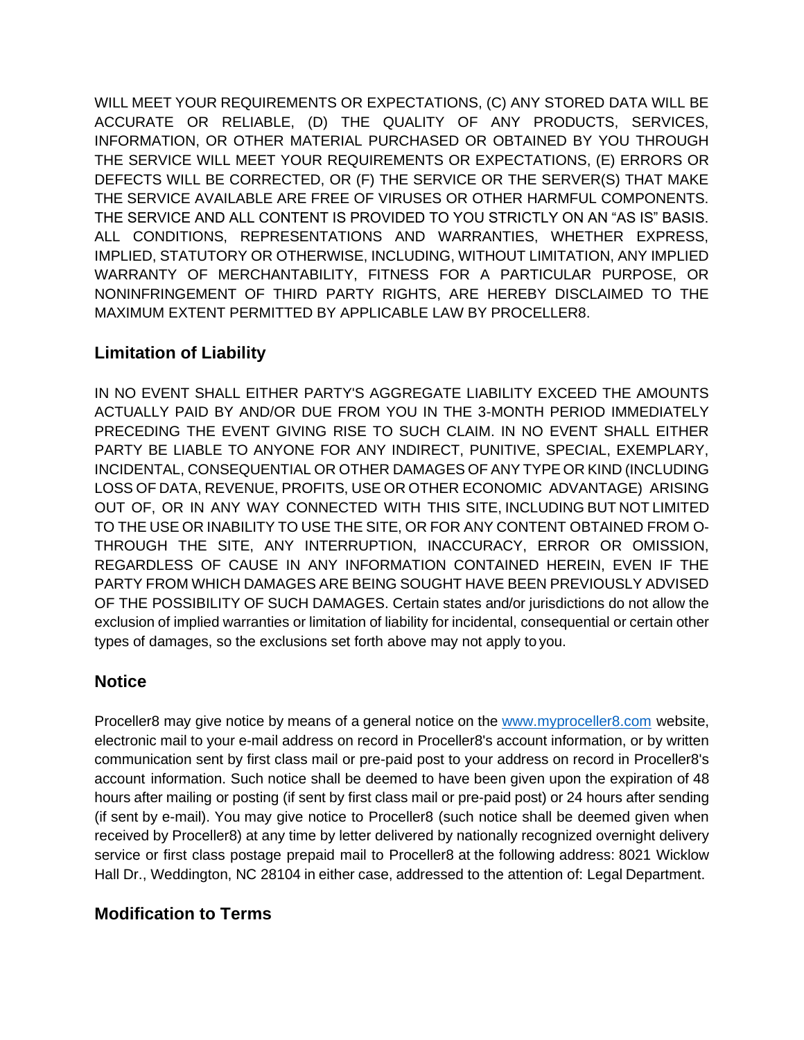WILL MEET YOUR REQUIREMENTS OR EXPECTATIONS, (C) ANY STORED DATA WILL BE ACCURATE OR RELIABLE, (D) THE QUALITY OF ANY PRODUCTS, SERVICES, INFORMATION, OR OTHER MATERIAL PURCHASED OR OBTAINED BY YOU THROUGH THE SERVICE WILL MEET YOUR REQUIREMENTS OR EXPECTATIONS, (E) ERRORS OR DEFECTS WILL BE CORRECTED, OR (F) THE SERVICE OR THE SERVER(S) THAT MAKE THE SERVICE AVAILABLE ARE FREE OF VIRUSES OR OTHER HARMFUL COMPONENTS. THE SERVICE AND ALL CONTENT IS PROVIDED TO YOU STRICTLY ON AN "AS IS" BASIS. ALL CONDITIONS, REPRESENTATIONS AND WARRANTIES, WHETHER EXPRESS, IMPLIED, STATUTORY OR OTHERWISE, INCLUDING, WITHOUT LIMITATION, ANY IMPLIED WARRANTY OF MERCHANTABILITY, FITNESS FOR A PARTICULAR PURPOSE, OR NONINFRINGEMENT OF THIRD PARTY RIGHTS, ARE HEREBY DISCLAIMED TO THE MAXIMUM EXTENT PERMITTED BY APPLICABLE LAW BY PROCELLER8.

## Limitation of Liability

IN NO EVENT SHALL EITHER PARTY'S AGGREGATE LIABILITY EXCEED THE AMOUNTS ACTUALLY PAID BY AND/OR DUE FROM YOU IN THE 3-MONTH PERIOD IMMEDIATELY PRECEDING THE EVENT GIVING RISE TO SUCH CLAIM. IN NO EVENT SHALL EITHER PARTY BE LIABLE TO ANYONE FOR ANY INDIRECT, PUNITIVE, SPECIAL, EXEMPLARY, INCIDENTAL, CONSEQUENTIAL OR OTHER DAMAGES OF ANY TYPE OR KIND (INCLUDING LOSS OF DATA, REVENUE, PROFITS, USE OR OTHER ECONOMIC ADVANTAGE) ARISING OUT OF, OR IN ANY WAY CONNECTED WITH THIS SITE, INCLUDING BUT NOT LIMITED TO THE USE OR INABILITY TO USE THE SITE, OR FOR ANY CONTENT OBTAINED FROM O-THROUGH THE SITE, ANY INTERRUPTION, INACCURACY, ERROR OR OMISSION, REGARDLESS OF CAUSE IN ANY INFORMATION CONTAINED HEREIN, EVEN IF THE PARTY FROM WHICH DAMAGES ARE BEING SOUGHT HAVE BEEN PREVIOUSLY ADVISED OF THE POSSIBILITY OF SUCH DAMAGES. Certain states and/or jurisdictions do not allow the exclusion of implied warranties or limitation of liability for incidental, consequential or certain other types of damages, so the exclusions set forth above may not apply to you.

## Notice

Proceller8 may give notice by means of a general notice on the [www.myproceller8.com](http://www.myproceller8.com) website, electronic mail to your e-mail address on record in Proceller8's account information, or by written communication sent by first class mail or pre-paid post to your address on record in Proceller8's account information. Such notice shall be deemed to have been given upon the expiration of 48 hours after mailing or posting (if sent by first class mail or pre-paid post) or 24 hours after sending (if sent by e-mail). You may give notice to Proceller8 (such notice shall be deemed given when received by Proceller8) at any time by letter delivered by nationally recognized overnight delivery service or first class postage prepaid mail to Proceller8 at the following address: 8021 Wicklow Hall Dr., Weddington, NC 28104 in either case, addressed to the attention of: Legal Department.

## Modification to Terms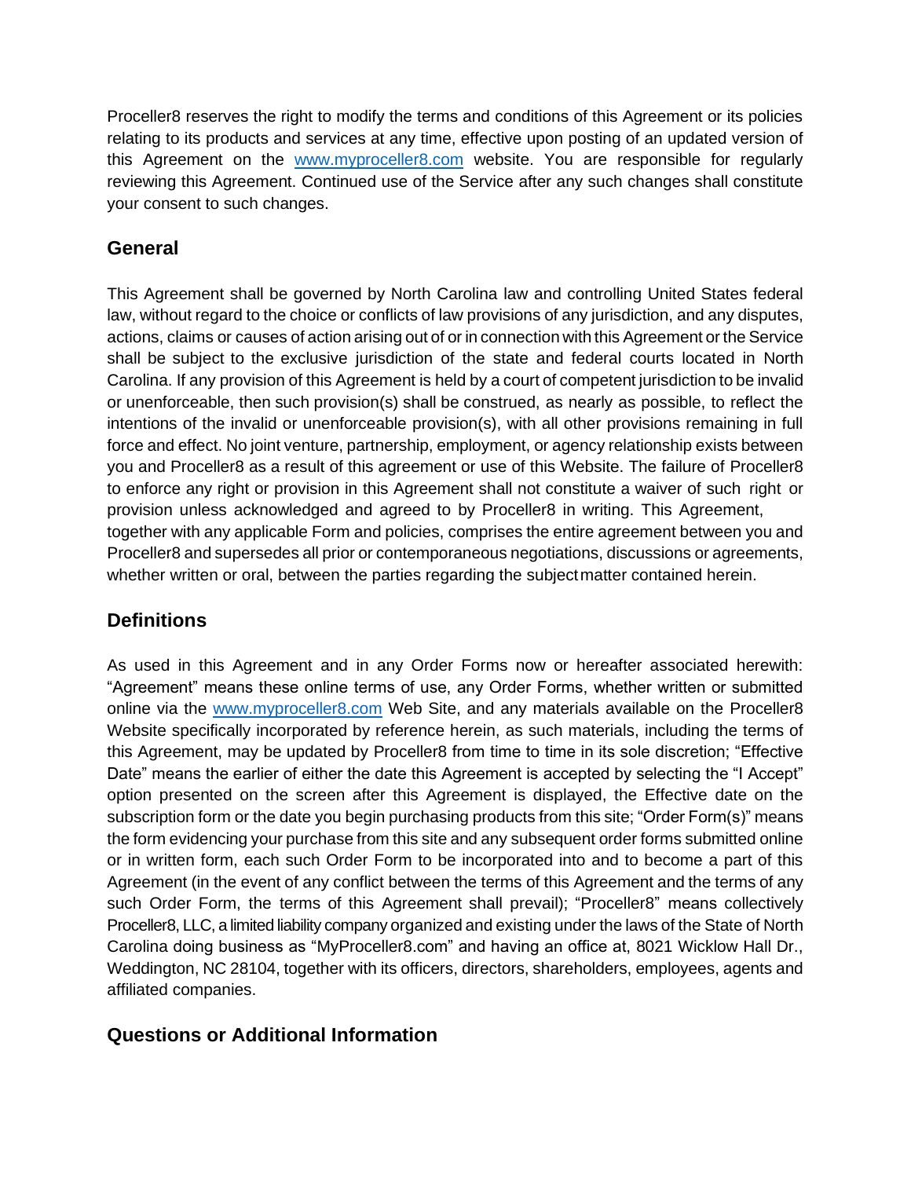Proceller8 reserves the right to modify the terms and conditions of this Agreement or its policies relating to its products and services at any time, effective upon posting of an updated version of this Agreement on the [www.myproceller8.com](http://www.myproceller8.com) website. You are responsible for regularly reviewing this Agreement. Continued use of the Service after any such changes shall constitute your consent to such changes.

## General

This Agreement shall be governed by North Carolina law and controlling United States federal law, without regard to the choice or conflicts of law provisions of any jurisdiction, and any disputes, actions, claims or causes of action arising out of or in connection with this Agreement or the Service shall be subject to the exclusive jurisdiction of the state and federal courts located in North Carolina. If any provision of this Agreement is held by a court of competent jurisdiction to be invalid or unenforceable, then such provision(s) shall be construed, as nearly as possible, to reflect the intentions of the invalid or unenforceable provision(s), with all other provisions remaining in full force and effect. No joint venture, partnership, employment, or agency relationship exists between you and Proceller8 as a result of this agreement or use of this Website. The failure of Proceller8 to enforce any right or provision in this Agreement shall not constitute a waiver of such right or provision unless acknowledged and agreed to by Proceller8 in writing. This Agreement, together with any applicable Form and policies, comprises the entire agreement between you and Proceller8 and supersedes all prior or contemporaneous negotiations, discussions or agreements, whether written or oral, between the parties regarding the subject matter contained herein.

## Definitions

As used in this Agreement and in any Order Forms now or hereafter associated herewith: "Agreement" means these online terms of use, any Order Forms, whether written or submitted online via the [www.myproceller8.com](http://www.myproceller8.com) Web Site, and any materials available on the Proceller8 Website specifically incorporated by reference herein, as such materials, including the terms of this Agreement, may be updated by Proceller8 from time to time in its sole discretion; "Effective Date" means the earlier of either the date this Agreement is accepted by selecting the "I Accept" option presented on the screen after this Agreement is displayed, the Effective date on the subscription form or the date you begin purchasing products from this site; "Order Form(s)" means the form evidencing your purchase from this site and any subsequent order forms submitted online or in written form, each such Order Form to be incorporated into and to become a part of this Agreement (in the event of any conflict between the terms of this Agreement and the terms of any such Order Form, the terms of this Agreement shall prevail); "Proceller8" means collectively Proceller8, LLC, a limited liability company organized and existing under the laws of the State of North Carolina doing business as "MyProceller8.com" and having an office at, 8021 Wicklow Hall Dr., Weddington, NC 28104, together with its officers, directors, shareholders, employees, agents and affiliated companies.

## Questions or Additional Information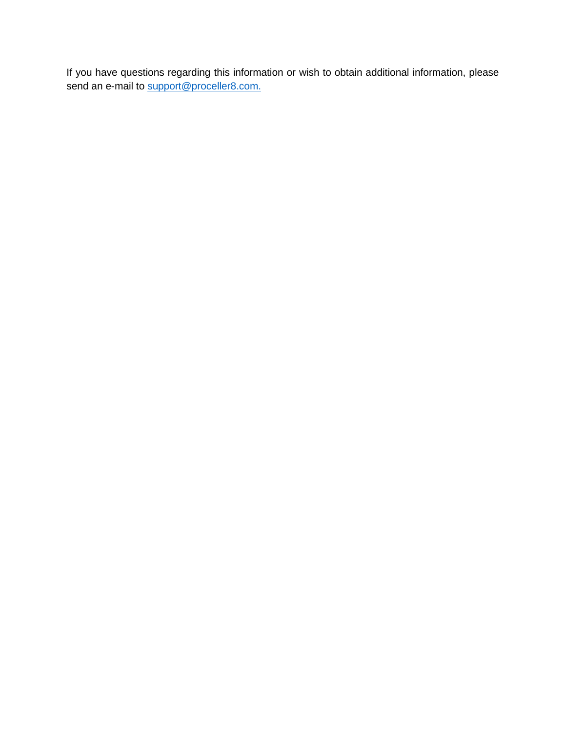If you have questions regarding this information or wish to obtain additional information, please send an e-mail to support@proceller8.com.